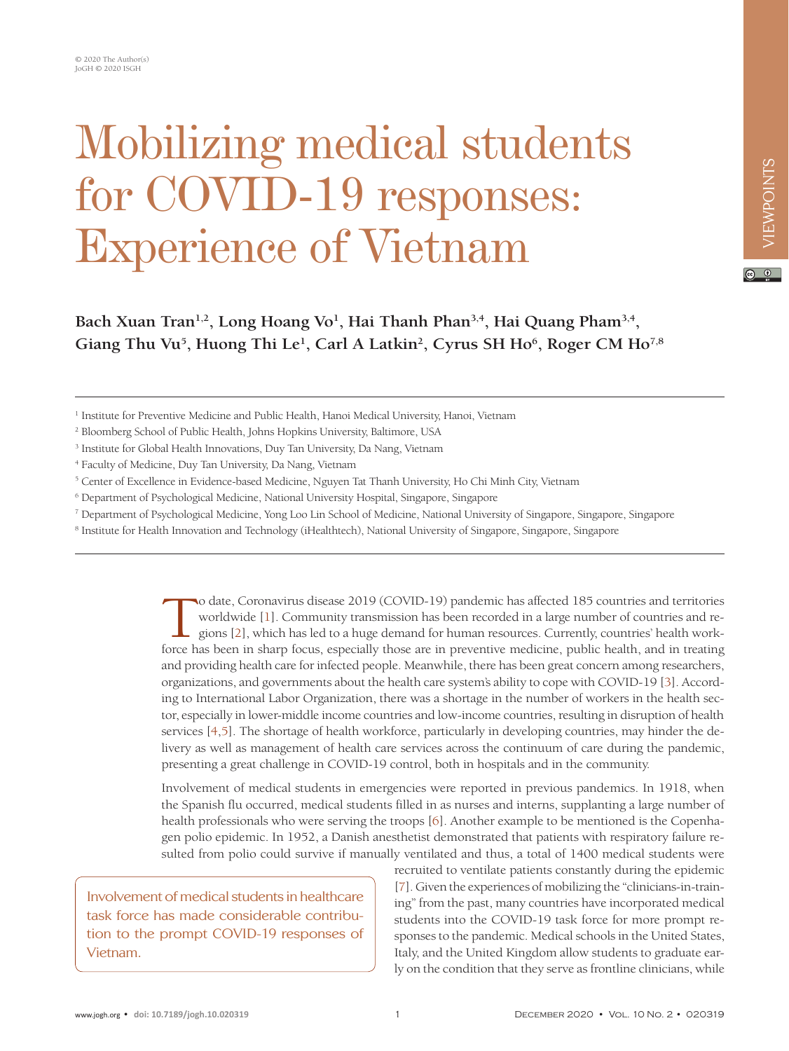# Mobilizing medical students for COVID-19 responses: Experience of Vietnam

**Bach Xuan Tran[1,2], Long Hoang Vo[1], Hai Thanh Phan[3,4], Hai Quang Pham[3,4], Giang Thu Vu[5], Huong Thi Le[1], Carl A Latkin[2], Cyrus SH Ho[6], Roger CM Ho[7,8]**

[1] Institute for Preventive Medicine and Public Health, Hanoi Medical University, Hanoi, Vietnam

[2] Bloomberg School of Public Health, Johns Hopkins University, Baltimore, USA

[3] Institute for Global Health Innovations, Duy Tan University, Da Nang, Vietnam

[4] Faculty of Medicine, Duy Tan University, Da Nang, Vietnam

[5] Center of Excellence in Evidence-based Medicine, Nguyen Tat Thanh University, Ho Chi Minh City, Vietnam

[6] Department of Psychological Medicine, National University Hospital, Singapore, Singapore

[7] Department of Psychological Medicine, Yong Loo Lin School of Medicine, National University of Singapore, Singapore, Singapore

[8] Institute for Health Innovation and Technology (iHealthtech), National University of Singapore, Singapore, Singapore

To date, Coronavirus disease 2019 (COVID-19) pandemic has affected 185 countries and territories worldwide [1]. Community transmission has been recorded in a large number of countries and regions [2], which has led to a huge demand for human resources. Currently, countries' health workforce has been in sharp focus, especially those are in preventive medicine, public health, and in treating and providing health care for infected people. Meanwhile, there has been great concern among researchers, organizations, and governments about the health care system's ability to cope with COVID-19 [3]. According to International Labor Organization, there was a shortage in the number of workers in the health sector, especially in lower-middle income countries and low-income countries, resulting in disruption of health services [4,5]. The shortage of health workforce, particularly in developing countries, may hinder the delivery as well as management of health care services across the continuum of care during the pandemic, presenting a great challenge in COVID-19 control, both in hospitals and in the community.

Involvement of medical students in emergencies were reported in previous pandemics. In 1918, when the Spanish flu occurred, medical students filled in as nurses and interns, supplanting a large number of health professionals who were serving the troops [6]. Another example to be mentioned is the Copenhagen polio epidemic. In 1952, a Danish anesthetist demonstrated that patients with respiratory failure resulted from polio could survive if manually ventilated and thus, a total of 1400 medical students were recruited to ventilate patients constantly during the epidemic [7]. Given the experiences of mobilizing the "clinicians-in-training" from the past, many countries have incorporated medical students into the COVID-19 task force for more prompt responses to the pandemic. Medical schools in the United States, Italy, and the United Kingdom allow students to graduate early on the condition that they serve as frontline clinicians, while

> Involvement of medical students in healthcare task force has made considerable contribution to the prompt COVID-19 responses of Vietnam.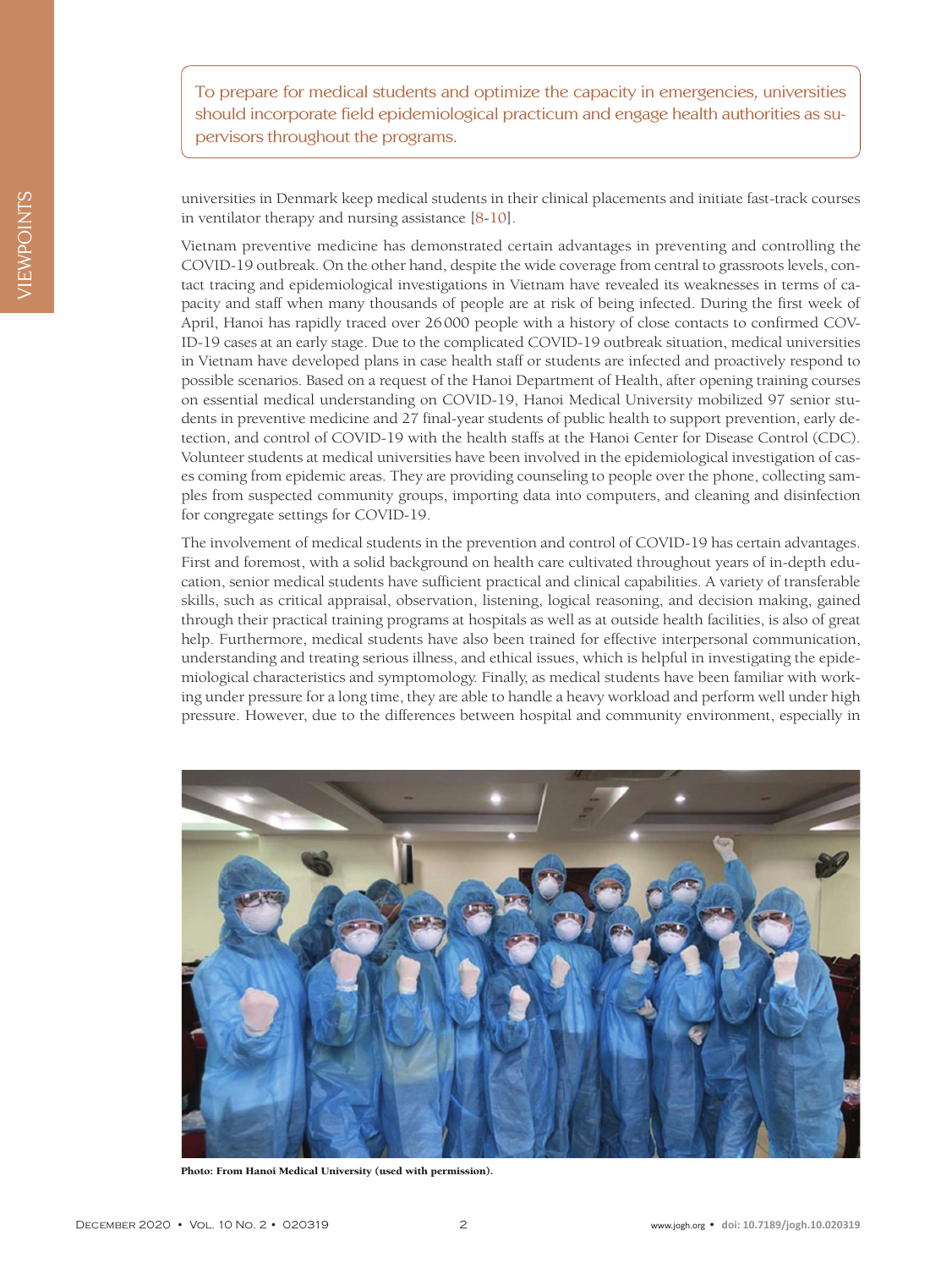> To prepare for medical students and optimize the capacity in emergencies, universities should incorporate field epidemiological practicum and engage health authorities as supervisors throughout the programs.

universities in Denmark keep medical students in their clinical placements and initiate fast-track courses in ventilator therapy and nursing assistance [8-10].

Vietnam preventive medicine has demonstrated certain advantages in preventing and controlling the COVID-19 outbreak. On the other hand, despite the wide coverage from central to grassroots levels, contact tracing and epidemiological investigations in Vietnam have revealed its weaknesses in terms of capacity and staff when many thousands of people are at risk of being infected. During the first week of April, Hanoi has rapidly traced over 26000 people with a history of close contacts to confirmed COVID-19 cases at an early stage. Due to the complicated COVID-19 outbreak situation, medical universities in Vietnam have developed plans in case health staff or students are infected and proactively respond to possible scenarios. Based on a request of the Hanoi Department of Health, after opening training courses on essential medical understanding on COVID-19, Hanoi Medical University mobilized 97 senior students in preventive medicine and 27 final-year students of public health to support prevention, early detection, and control of COVID-19 with the health staffs at the Hanoi Center for Disease Control (CDC). Volunteer students at medical universities have been involved in the epidemiological investigation of cases coming from epidemic areas. They are providing counseling to people over the phone, collecting samples from suspected community groups, importing data into computers, and cleaning and disinfection for congregate settings for COVID-19.

The involvement of medical students in the prevention and control of COVID-19 has certain advantages. First and foremost, with a solid background on health care cultivated throughout years of in-depth education, senior medical students have sufficient practical and clinical capabilities. A variety of transferable skills, such as critical appraisal, observation, listening, logical reasoning, and decision making, gained through their practical training programs at hospitals as well as at outside health facilities, is also of great help. Furthermore, medical students have also been trained for effective interpersonal communication, understanding and treating serious illness, and ethical issues, which is helpful in investigating the epidemiological characteristics and symptomology. Finally, as medical students have been familiar with working under pressure for a long time, they are able to handle a heavy workload and perform well under high pressure. However, due to the differences between hospital and community environment, especially in

**Photo: From Hanoi Medical University (used with permission).**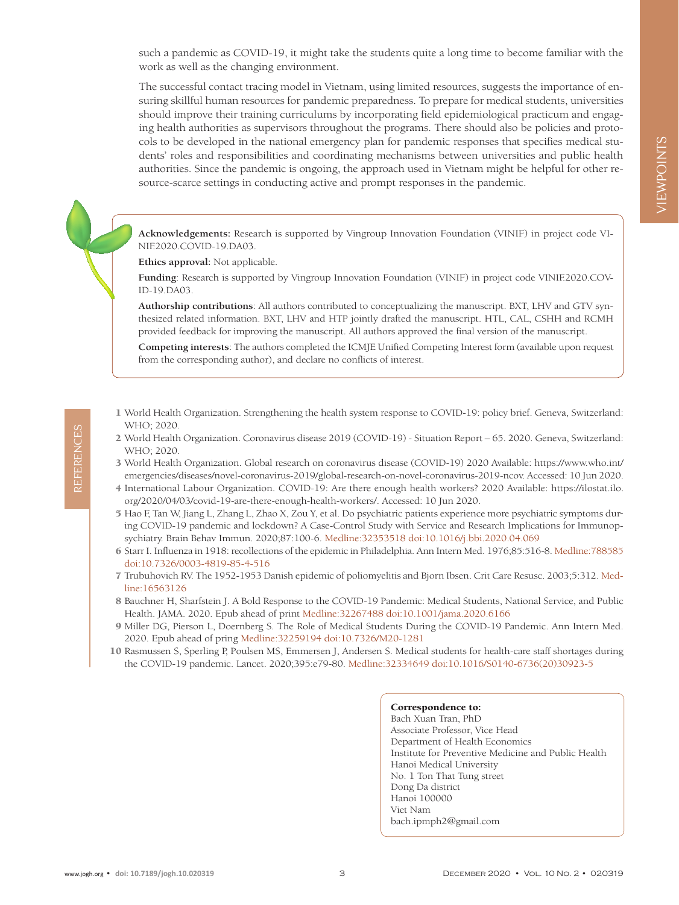such a pandemic as COVID-19, it might take the students quite a long time to become familiar with the work as well as the changing environment.

The successful contact tracing model in Vietnam, using limited resources, suggests the importance of ensuring skillful human resources for pandemic preparedness. To prepare for medical students, universities should improve their training curriculums by incorporating field epidemiological practicum and engaging health authorities as supervisors throughout the programs. There should also be policies and protocols to be developed in the national emergency plan for pandemic responses that specifies medical students' roles and responsibilities and coordinating mechanisms between universities and public health authorities. Since the pandemic is ongoing, the approach used in Vietnam might be helpful for other resource-scarce settings in conducting active and prompt responses in the pandemic.

**Acknowledgements:** Research is supported by Vingroup Innovation Foundation (VINIF) in project code VINIF.2020.COVID-19.DA03.

**Ethics approval:** Not applicable.

**Funding**: Research is supported by Vingroup Innovation Foundation (VINIF) in project code VINIF.2020.COVID-19.DA03.

**Authorship contributions**: All authors contributed to conceptualizing the manuscript. BXT, LHV and GTV synthesized related information. BXT, LHV and HTP jointly drafted the manuscript. HTL, CAL, CSHH and RCMH provided feedback for improving the manuscript. All authors approved the final version of the manuscript.

**Competing interests**: The authors completed the ICMJE Unified Competing Interest form (available upon request from the corresponding author), and declare no conflicts of interest.

## REFERENCES

1. World Health Organization. Strengthening the health system response to COVID-19: policy brief. Geneva, Switzerland: WHO; 2020.
2. World Health Organization. Coronavirus disease 2019 (COVID-19) - Situation Report – 65. 2020. Geneva, Switzerland: WHO; 2020.
3. World Health Organization. Global research on coronavirus disease (COVID-19) 2020 Available: https://www.who.int/emergencies/diseases/novel-coronavirus-2019/global-research-on-novel-coronavirus-2019-ncov. Accessed: 10 Jun 2020.
4. International Labour Organization. COVID-19: Are there enough health workers? 2020 Available: https://ilostat.ilo.org/2020/04/03/covid-19-are-there-enough-health-workers/. Accessed: 10 Jun 2020.
5. Hao F, Tan W, Jiang L, Zhang L, Zhao X, Zou Y, et al. Do psychiatric patients experience more psychiatric symptoms during COVID-19 pandemic and lockdown? A Case-Control Study with Service and Research Implications for Immunopsychiatry. Brain Behav Immun. 2020;87:100-6. Medline:32353518 doi:10.1016/j.bbi.2020.04.069
6. Starr I. Influenza in 1918: recollections of the epidemic in Philadelphia. Ann Intern Med. 1976;85:516-8. Medline:788585 doi:10.7326/0003-4819-85-4-516
7. Trubuhovich RV. The 1952-1953 Danish epidemic of poliomyelitis and Bjorn Ibsen. Crit Care Resusc. 2003;5:312. Medline:16563126
8. Bauchner H, Sharfstein J. A Bold Response to the COVID-19 Pandemic: Medical Students, National Service, and Public Health. JAMA. 2020. Epub ahead of print Medline:32267488 doi:10.1001/jama.2020.6166
9. Miller DG, Pierson L, Doernberg S. The Role of Medical Students During the COVID-19 Pandemic. Ann Intern Med. 2020. Epub ahead of pring Medline:32259194 doi:10.7326/M20-1281
10. Rasmussen S, Sperling P, Poulsen MS, Emmersen J, Andersen S. Medical students for health-care staff shortages during the COVID-19 pandemic. Lancet. 2020;395:e79-80. Medline:32334649 doi:10.1016/S0140-6736(20)30923-5

**Correspondence to:**
Bach Xuan Tran, PhD
Associate Professor, Vice Head
Department of Health Economics
Institute for Preventive Medicine and Public Health
Hanoi Medical University
No. 1 Ton That Tung street
Dong Da district
Hanoi 100000
Viet Nam
bach.ipmph2@gmail.com